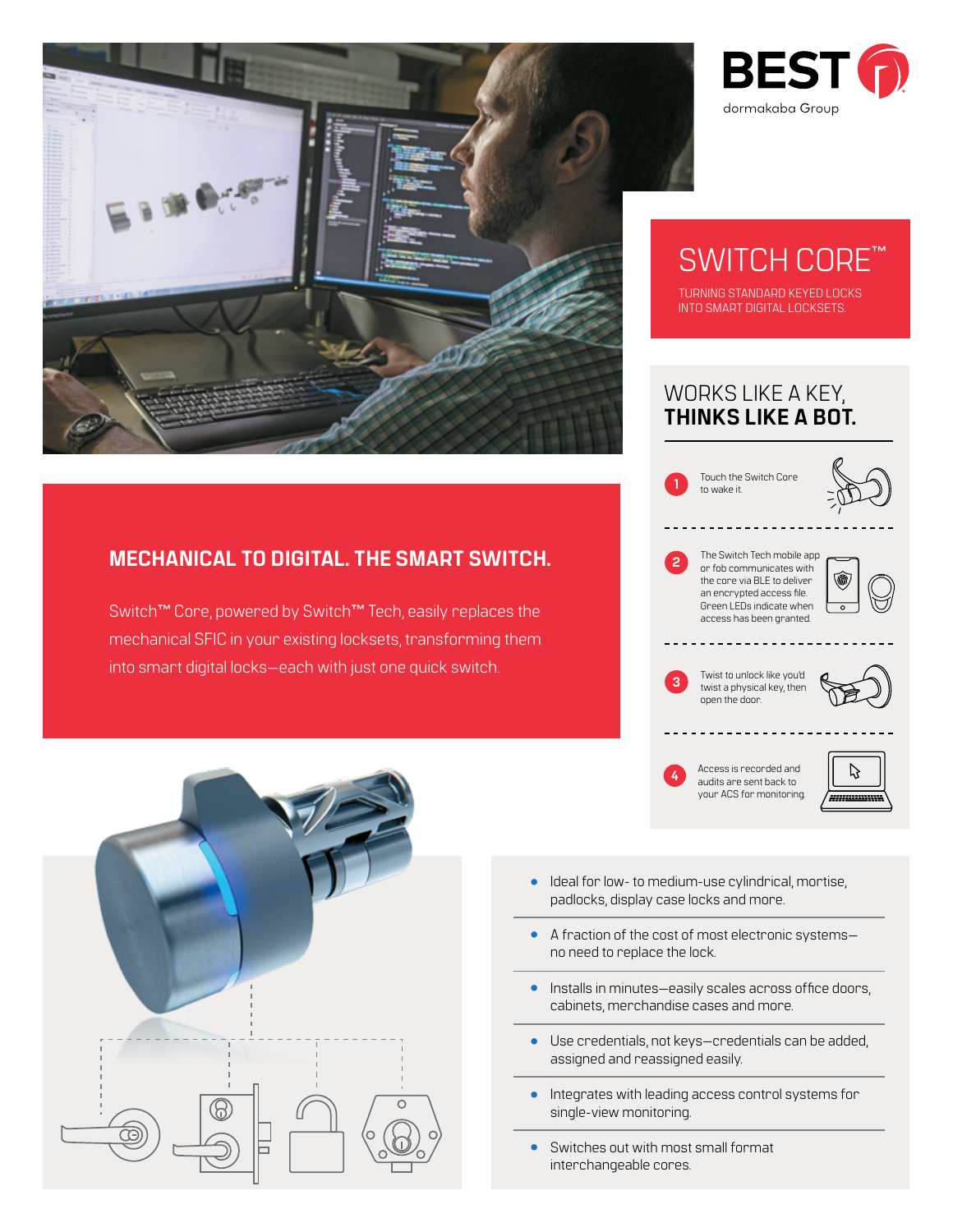BEST

dormakaba Group

# SWITCH CORE™

TURNING STANDARD KEYED LOCKS INTO SMART DIGITAL LOCKSETS.

## MECHANICAL TO DIGITAL. THE SMART SWITCH.

Switch™ Core, powered by Switch™ Tech, easily replaces the mechanical SFIC in your existing locksets, transforming them into smart digital locks—each with just one quick switch.

## WORKS LIKE A KEY, **THINKS LIKE A BOT.**

1. Touch the Switch Core to wake it.
2. The Switch Tech mobile app or fob communicates with the core via BLE to deliver an encrypted access file. Green LEDs indicate when access has been granted.
3. Twist to unlock like you'd twist a physical key, then open the door.
4. Access is recorded and audits are sent back to your ACS for monitoring.

- Ideal for low- to medium-use cylindrical, mortise, padlocks, display case locks and more.
- A fraction of the cost of most electronic systems—no need to replace the lock.
- Installs in minutes—easily scales across office doors, cabinets, merchandise cases and more.
- Use credentials, not keys—credentials can be added, assigned and reassigned easily.
- Integrates with leading access control systems for single-view monitoring.
- Switches out with most small format interchangeable cores.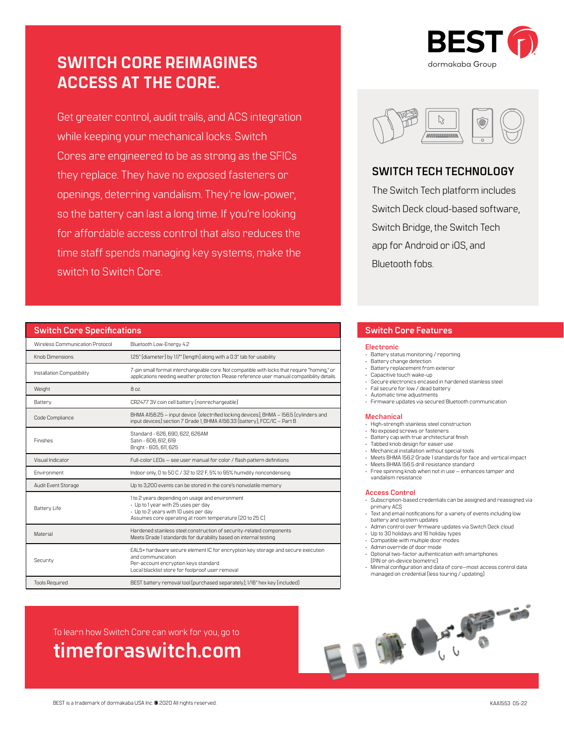# SWITCH CORE REIMAGINES ACCESS AT THE CORE.

Get greater control, audit trails, and ACS integration while keeping your mechanical locks. Switch Cores are engineered to be as strong as the SFICs they replace. They have no exposed fasteners or openings, deterring vandalism. They're low-power, so the battery can last a long time. If you're looking for affordable access control that also reduces the time staff spends managing key systems, make the switch to Switch Core.

BEST
dormakaba Group

## SWITCH TECH TECHNOLOGY

The Switch Tech platform includes Switch Deck cloud-based software, Switch Bridge, the Switch Tech app for Android or iOS, and Bluetooth fobs.

## Switch Core Specifications

| | |
|---|---|
| Wireless Communication Protocol | Bluetooth Low-Energy 4.2 |
| Knob Dimensions | 1.25" (diameter) by 1.17" (length) along with a 0.3" tab for usability |
| Installation Compatibility | 7-pin small format interchangeable core. Not compatible with locks that require "homing," or applications needing weather protection. Please reference user manual compatibility details. |
| Weight | 8 oz. |
| Battery | CR2477 3V coin cell battery (nonrechargeable) |
| Code Compliance | BHMA A156.25 – input device (electrified locking devices), BHMA – 156.5 (cylinders and input devices) section 7 Grade 1, BHMA A156.33 (battery), FCC/IC – Part B |
| Finishes | Standard - 626, 690, 622, 626AM<br>Satin - 606, 612, 619<br>Bright - 605, 611, 625 |
| Visual Indicator | Full-color LEDs – see user manual for color / flash pattern definitions |
| Environment | Indoor only, 0 to 50 C / 32 to 122 F, 5% to 95% humidity noncondensing |
| Audit Event Storage | Up to 3,200 events can be stored in the core's nonvolatile memory |
| Battery Life | 1 to 2 years depending on usage and environment<br>• Up to 1 year with 25 uses per day<br>• Up to 2 years with 10 uses per day<br>Assumes core operating at room temperature (20 to 25 C) |
| Material | Hardened stainless steel construction of security-related components<br>Meets Grade 1 standards for durability based on internal testing |
| Security | EAL5+ hardware secure element IC for encryption key storage and secure execution and communication<br>Per-account encryption keys standard<br>Local blacklist store for foolproof user removal |
| Tools Required | BEST battery removal tool (purchased separately); 1/16" hex key (included) |

## Switch Core Features

### Electronic

- Battery status monitoring / reporting
- Battery change detection
- Battery replacement from exterior
- Capacitive touch wake-up
- Secure electronics encased in hardened stainless steel
- Fail secure for low / dead battery
- Automatic time adjustments
- Firmware updates via secured Bluetooth communication

### Mechanical

- High-strength stainless steel construction
- No exposed screws or fasteners
- Battery cap with true architectural finish
- Tabbed knob design for easier use
- Mechanical installation without special tools
- Meets BHMA 156.2 Grade 1 standards for face and vertical impact
- Meets BHMA 156.5 drill resistance standard
- Free spinning knob when not in use – enhances tamper and vandalism resistance

### Access Control

- Subscription-based credentials can be assigned and reassigned via primary ACS
- Text and email notifications for a variety of events including low battery and system updates
- Admin control over firmware updates via Switch Deck cloud
- Up to 30 holidays and 16 holiday types
- Compatible with multiple door modes
- Admin override of door mode
- Optional two-factor authentication with smartphones (PIN or on-device biometric)
- Minimal configuration and data of core—most access control data managed on credential (less touring / updating)

To learn how Switch Core can work for you, go to

**timeforaswitch.com**

BEST is a trademark of dormakaba USA Inc. © 2020 All rights reserved.

KAA1553 05-22